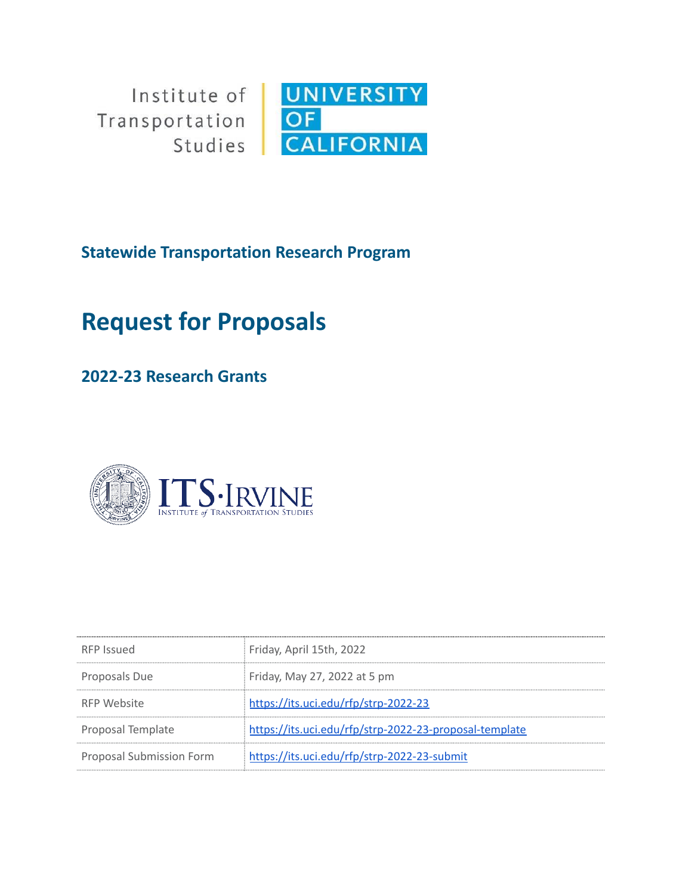Institute of Transportation Studies | UNIVERSITY OF CALIFORNIA

## Statewide Transportation Research Program

# Request for Proposals

## 2022-23 Research Grants

ITS·IRVINE
INSTITUTE of TRANSPORTATION STUDIES

| | |
|---|---|
| RFP Issued | Friday, April 15th, 2022 |
| Proposals Due | Friday, May 27, 2022 at 5 pm |
| RFP Website | https://its.uci.edu/rfp/strp-2022-23 |
| Proposal Template | https://its.uci.edu/rfp/strp-2022-23-proposal-template |
| Proposal Submission Form | https://its.uci.edu/rfp/strp-2022-23-submit |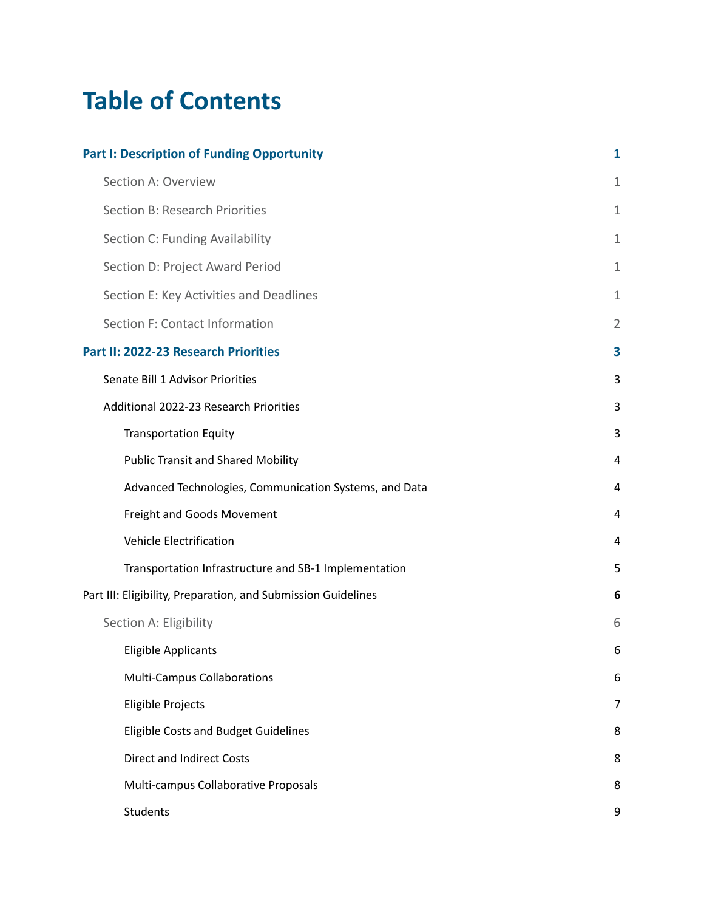# Table of Contents

| | |
|---|---|
| **Part I: Description of Funding Opportunity** | **1** |
| Section A: Overview | 1 |
| Section B: Research Priorities | 1 |
| Section C: Funding Availability | 1 |
| Section D: Project Award Period | 1 |
| Section E: Key Activities and Deadlines | 1 |
| Section F: Contact Information | 2 |
| **Part II: 2022-23 Research Priorities** | **3** |
| Senate Bill 1 Advisor Priorities | 3 |
| Additional 2022-23 Research Priorities | 3 |
| Transportation Equity | 3 |
| Public Transit and Shared Mobility | 4 |
| Advanced Technologies, Communication Systems, and Data | 4 |
| Freight and Goods Movement | 4 |
| Vehicle Electrification | 4 |
| Transportation Infrastructure and SB-1 Implementation | 5 |
| Part III: Eligibility, Preparation, and Submission Guidelines | **6** |
| Section A: Eligibility | 6 |
| Eligible Applicants | 6 |
| Multi-Campus Collaborations | 6 |
| Eligible Projects | 7 |
| Eligible Costs and Budget Guidelines | 8 |
| Direct and Indirect Costs | 8 |
| Multi-campus Collaborative Proposals | 8 |
| Students | 9 |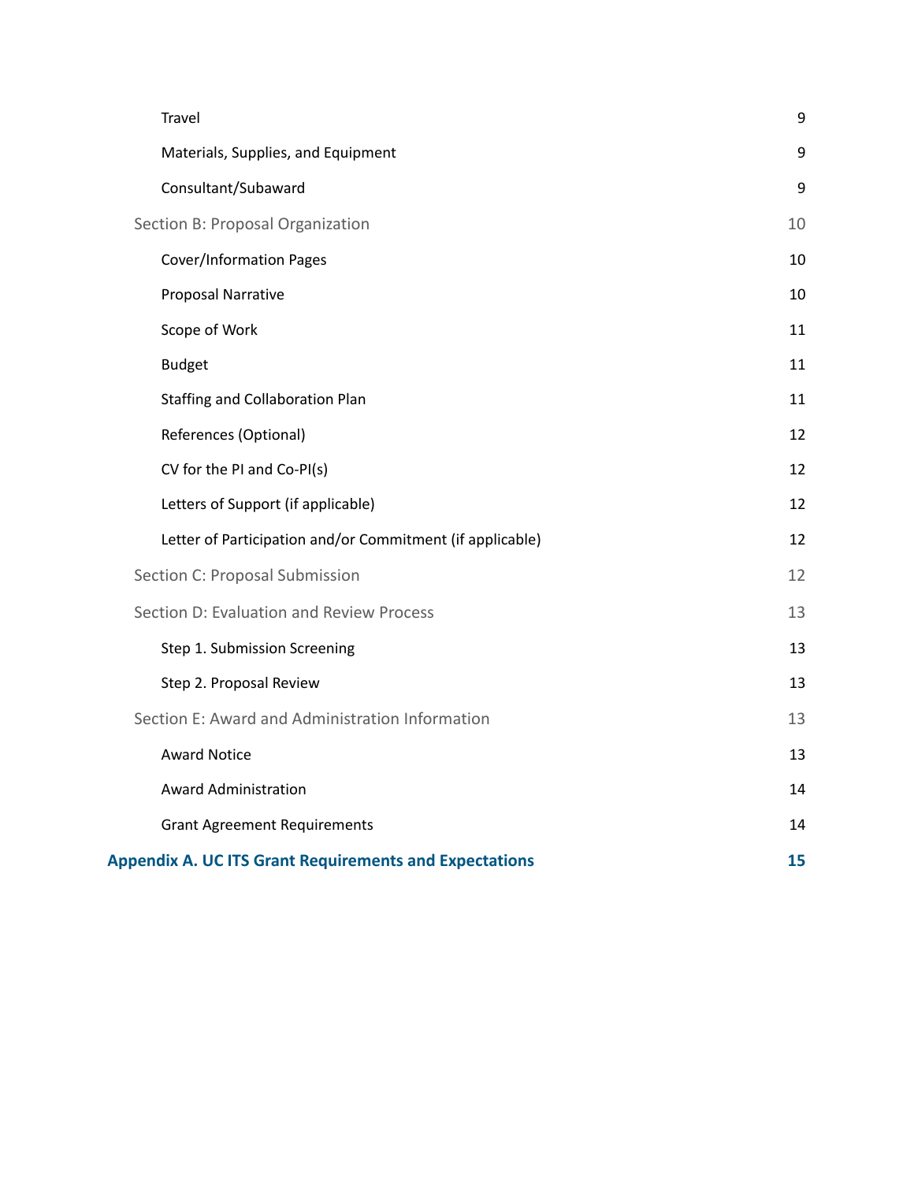Travel 9

Materials, Supplies, and Equipment 9

Consultant/Subaward 9

Section B: Proposal Organization 10

Cover/Information Pages 10

Proposal Narrative 10

Scope of Work 11

Budget 11

Staffing and Collaboration Plan 11

References (Optional) 12

CV for the PI and Co-PI(s) 12

Letters of Support (if applicable) 12

Letter of Participation and/or Commitment (if applicable) 12

Section C: Proposal Submission 12

Section D: Evaluation and Review Process 13

Step 1. Submission Screening 13

Step 2. Proposal Review 13

Section E: Award and Administration Information 13

Award Notice 13

Award Administration 14

Grant Agreement Requirements 14

**Appendix A. UC ITS Grant Requirements and Expectations 15**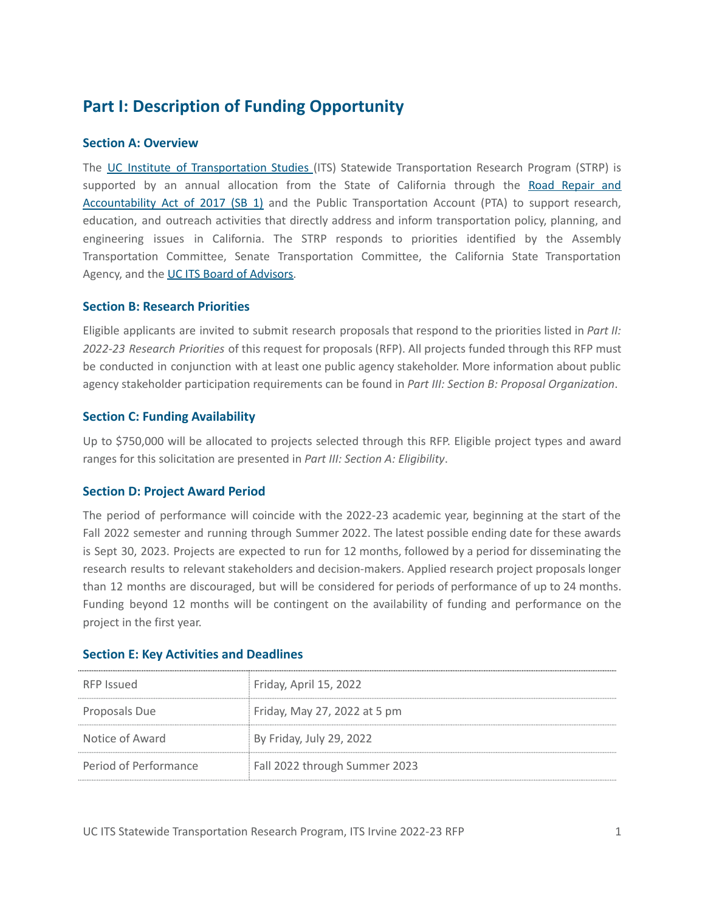# Part I: Description of Funding Opportunity

### Section A: Overview

The UC Institute of Transportation Studies (ITS) Statewide Transportation Research Program (STRP) is supported by an annual allocation from the State of California through the Road Repair and Accountability Act of 2017 (SB 1) and the Public Transportation Account (PTA) to support research, education, and outreach activities that directly address and inform transportation policy, planning, and engineering issues in California. The STRP responds to priorities identified by the Assembly Transportation Committee, Senate Transportation Committee, the California State Transportation Agency, and the UC ITS Board of Advisors.

### Section B: Research Priorities

Eligible applicants are invited to submit research proposals that respond to the priorities listed in *Part II: 2022-23 Research Priorities* of this request for proposals (RFP). All projects funded through this RFP must be conducted in conjunction with at least one public agency stakeholder. More information about public agency stakeholder participation requirements can be found in *Part III: Section B: Proposal Organization*.

### Section C: Funding Availability

Up to $750,000 will be allocated to projects selected through this RFP. Eligible project types and award ranges for this solicitation are presented in *Part III: Section A: Eligibility*.

### Section D: Project Award Period

The period of performance will coincide with the 2022-23 academic year, beginning at the start of the Fall 2022 semester and running through Summer 2022. The latest possible ending date for these awards is Sept 30, 2023. Projects are expected to run for 12 months, followed by a period for disseminating the research results to relevant stakeholders and decision-makers. Applied research project proposals longer than 12 months are discouraged, but will be considered for periods of performance of up to 24 months. Funding beyond 12 months will be contingent on the availability of funding and performance on the project in the first year.

### Section E: Key Activities and Deadlines

| | |
|---|---|
| RFP Issued | Friday, April 15, 2022 |
| Proposals Due | Friday, May 27, 2022 at 5 pm |
| Notice of Award | By Friday, July 29, 2022 |
| Period of Performance | Fall 2022 through Summer 2023 |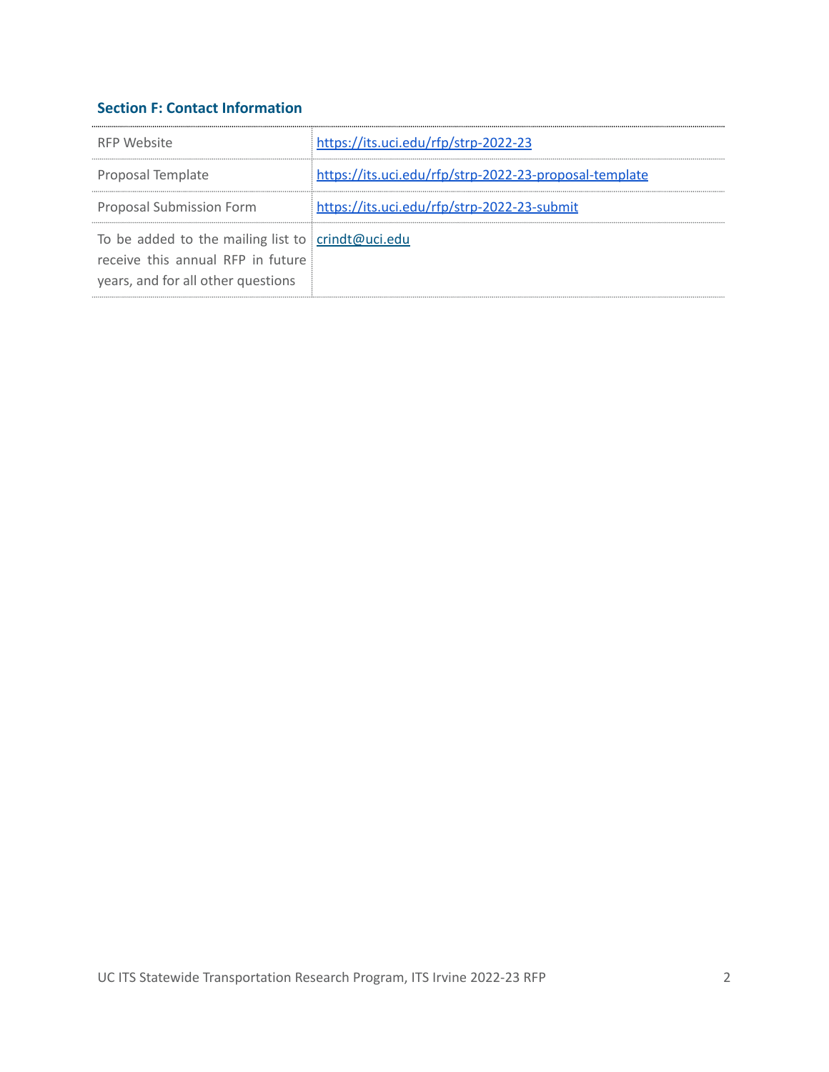### Section F: Contact Information

| | |
|---|---|
| RFP Website | https://its.uci.edu/rfp/strp-2022-23 |
| Proposal Template | https://its.uci.edu/rfp/strp-2022-23-proposal-template |
| Proposal Submission Form | https://its.uci.edu/rfp/strp-2022-23-submit |
| To be added to the mailing list to receive this annual RFP in future years, and for all other questions | crindt@uci.edu |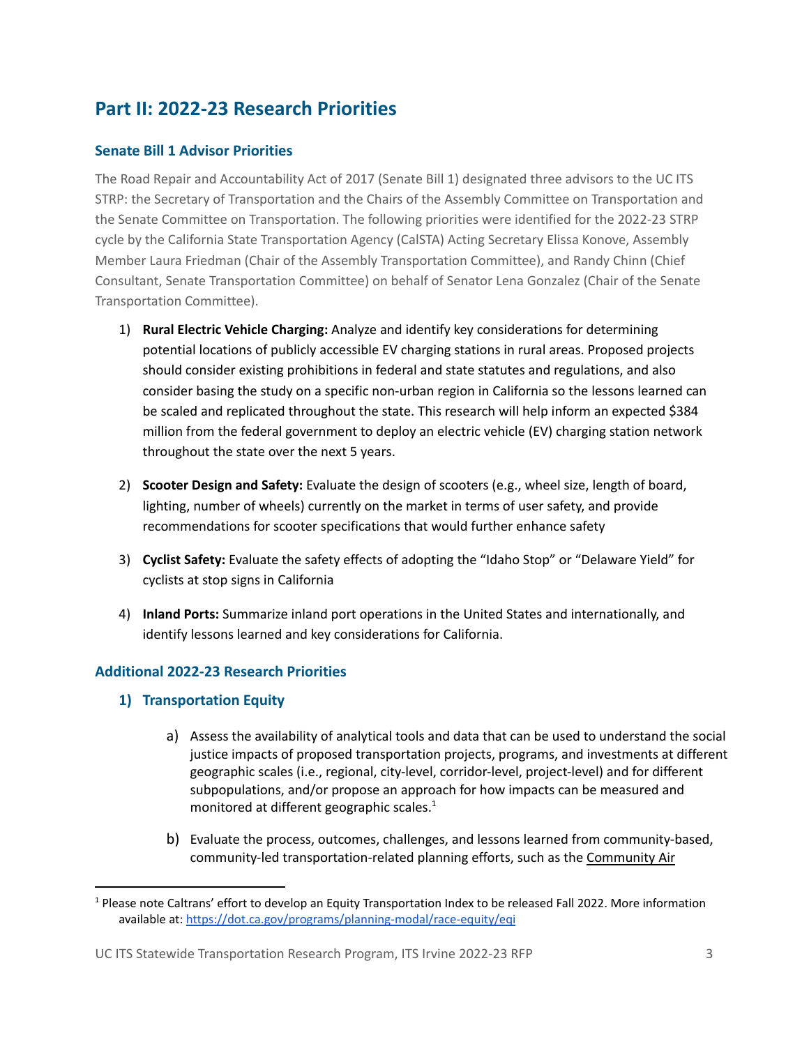## Part II: 2022-23 Research Priorities

### Senate Bill 1 Advisor Priorities

The Road Repair and Accountability Act of 2017 (Senate Bill 1) designated three advisors to the UC ITS STRP: the Secretary of Transportation and the Chairs of the Assembly Committee on Transportation and the Senate Committee on Transportation. The following priorities were identified for the 2022-23 STRP cycle by the California State Transportation Agency (CalSTA) Acting Secretary Elissa Konove, Assembly Member Laura Friedman (Chair of the Assembly Transportation Committee), and Randy Chinn (Chief Consultant, Senate Transportation Committee) on behalf of Senator Lena Gonzalez (Chair of the Senate Transportation Committee).

1) **Rural Electric Vehicle Charging:** Analyze and identify key considerations for determining potential locations of publicly accessible EV charging stations in rural areas. Proposed projects should consider existing prohibitions in federal and state statutes and regulations, and also consider basing the study on a specific non-urban region in California so the lessons learned can be scaled and replicated throughout the state. This research will help inform an expected $384 million from the federal government to deploy an electric vehicle (EV) charging station network throughout the state over the next 5 years.

2) **Scooter Design and Safety:** Evaluate the design of scooters (e.g., wheel size, length of board, lighting, number of wheels) currently on the market in terms of user safety, and provide recommendations for scooter specifications that would further enhance safety

3) **Cyclist Safety:** Evaluate the safety effects of adopting the "Idaho Stop" or "Delaware Yield" for cyclists at stop signs in California

4) **Inland Ports:** Summarize inland port operations in the United States and internationally, and identify lessons learned and key considerations for California.

### Additional 2022-23 Research Priorities

#### 1) Transportation Equity

a) Assess the availability of analytical tools and data that can be used to understand the social justice impacts of proposed transportation projects, programs, and investments at different geographic scales (i.e., regional, city-level, corridor-level, project-level) and for different subpopulations, and/or propose an approach for how impacts can be measured and monitored at different geographic scales.[1]

b) Evaluate the process, outcomes, challenges, and lessons learned from community-based, community-led transportation-related planning efforts, such as the Community Air

[1] Please note Caltrans' effort to develop an Equity Transportation Index to be released Fall 2022. More information available at: https://dot.ca.gov/programs/planning-modal/race-equity/eqi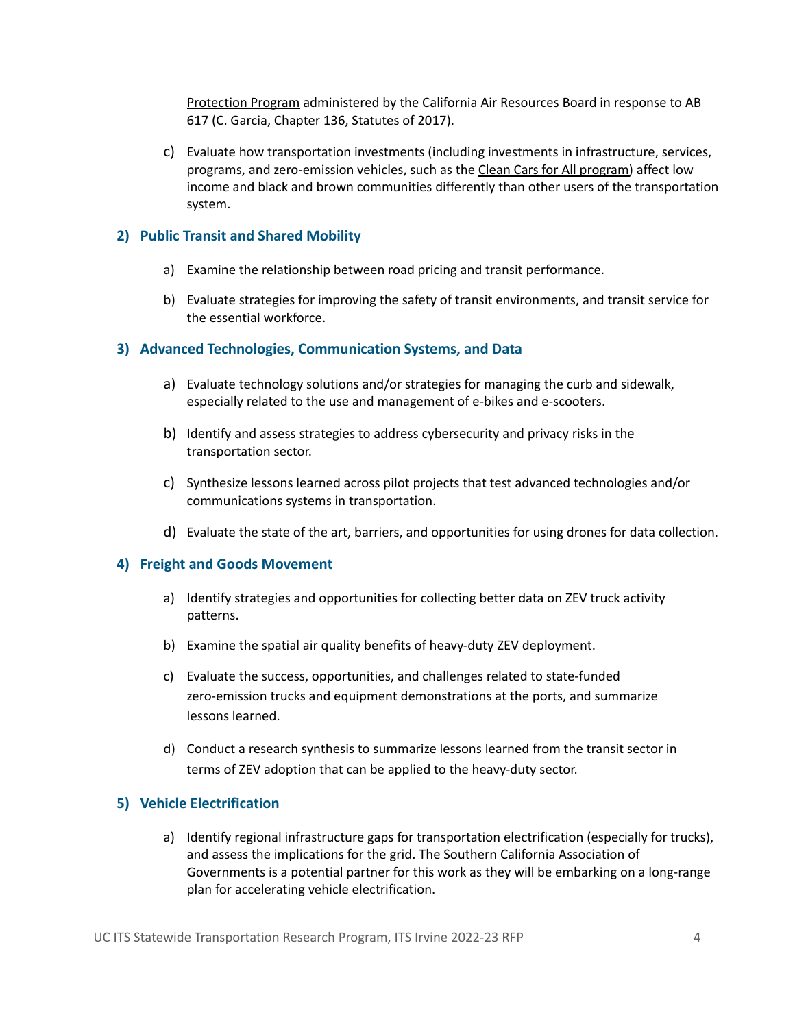Protection Program administered by the California Air Resources Board in response to AB 617 (C. Garcia, Chapter 136, Statutes of 2017).

c) Evaluate how transportation investments (including investments in infrastructure, services, programs, and zero-emission vehicles, such as the Clean Cars for All program) affect low income and black and brown communities differently than other users of the transportation system.

## 2) Public Transit and Shared Mobility

a) Examine the relationship between road pricing and transit performance.

b) Evaluate strategies for improving the safety of transit environments, and transit service for the essential workforce.

## 3) Advanced Technologies, Communication Systems, and Data

a) Evaluate technology solutions and/or strategies for managing the curb and sidewalk, especially related to the use and management of e-bikes and e-scooters.

b) Identify and assess strategies to address cybersecurity and privacy risks in the transportation sector.

c) Synthesize lessons learned across pilot projects that test advanced technologies and/or communications systems in transportation.

d) Evaluate the state of the art, barriers, and opportunities for using drones for data collection.

## 4) Freight and Goods Movement

a) Identify strategies and opportunities for collecting better data on ZEV truck activity patterns.

b) Examine the spatial air quality benefits of heavy-duty ZEV deployment.

c) Evaluate the success, opportunities, and challenges related to state-funded zero-emission trucks and equipment demonstrations at the ports, and summarize lessons learned.

d) Conduct a research synthesis to summarize lessons learned from the transit sector in terms of ZEV adoption that can be applied to the heavy-duty sector.

## 5) Vehicle Electrification

a) Identify regional infrastructure gaps for transportation electrification (especially for trucks), and assess the implications for the grid. The Southern California Association of Governments is a potential partner for this work as they will be embarking on a long-range plan for accelerating vehicle electrification.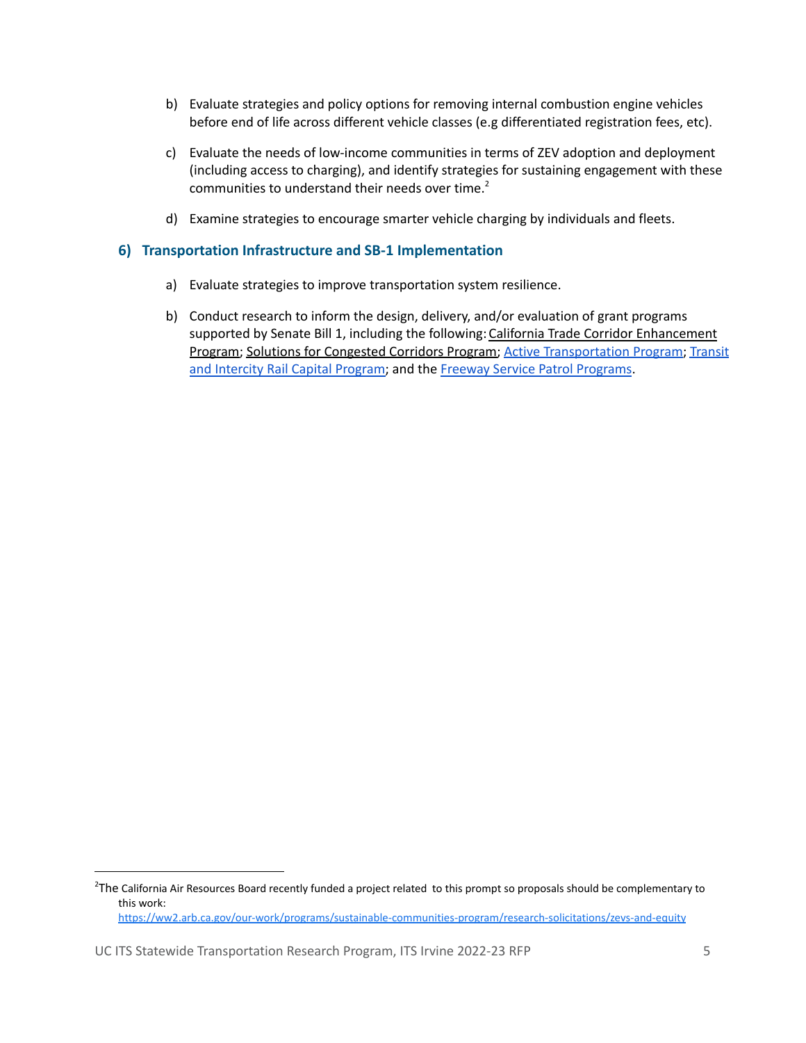b) Evaluate strategies and policy options for removing internal combustion engine vehicles before end of life across different vehicle classes (e.g differentiated registration fees, etc).

c) Evaluate the needs of low-income communities in terms of ZEV adoption and deployment (including access to charging), and identify strategies for sustaining engagement with these communities to understand their needs over time.[2]

d) Examine strategies to encourage smarter vehicle charging by individuals and fleets.

### 6) Transportation Infrastructure and SB-1 Implementation

a) Evaluate strategies to improve transportation system resilience.

b) Conduct research to inform the design, delivery, and/or evaluation of grant programs supported by Senate Bill 1, including the following: California Trade Corridor Enhancement Program; Solutions for Congested Corridors Program; Active Transportation Program; Transit and Intercity Rail Capital Program; and the Freeway Service Patrol Programs.

---

[2] The California Air Resources Board recently funded a project related to this prompt so proposals should be complementary to this work: https://ww2.arb.ca.gov/our-work/programs/sustainable-communities-program/research-solicitations/zevs-and-equity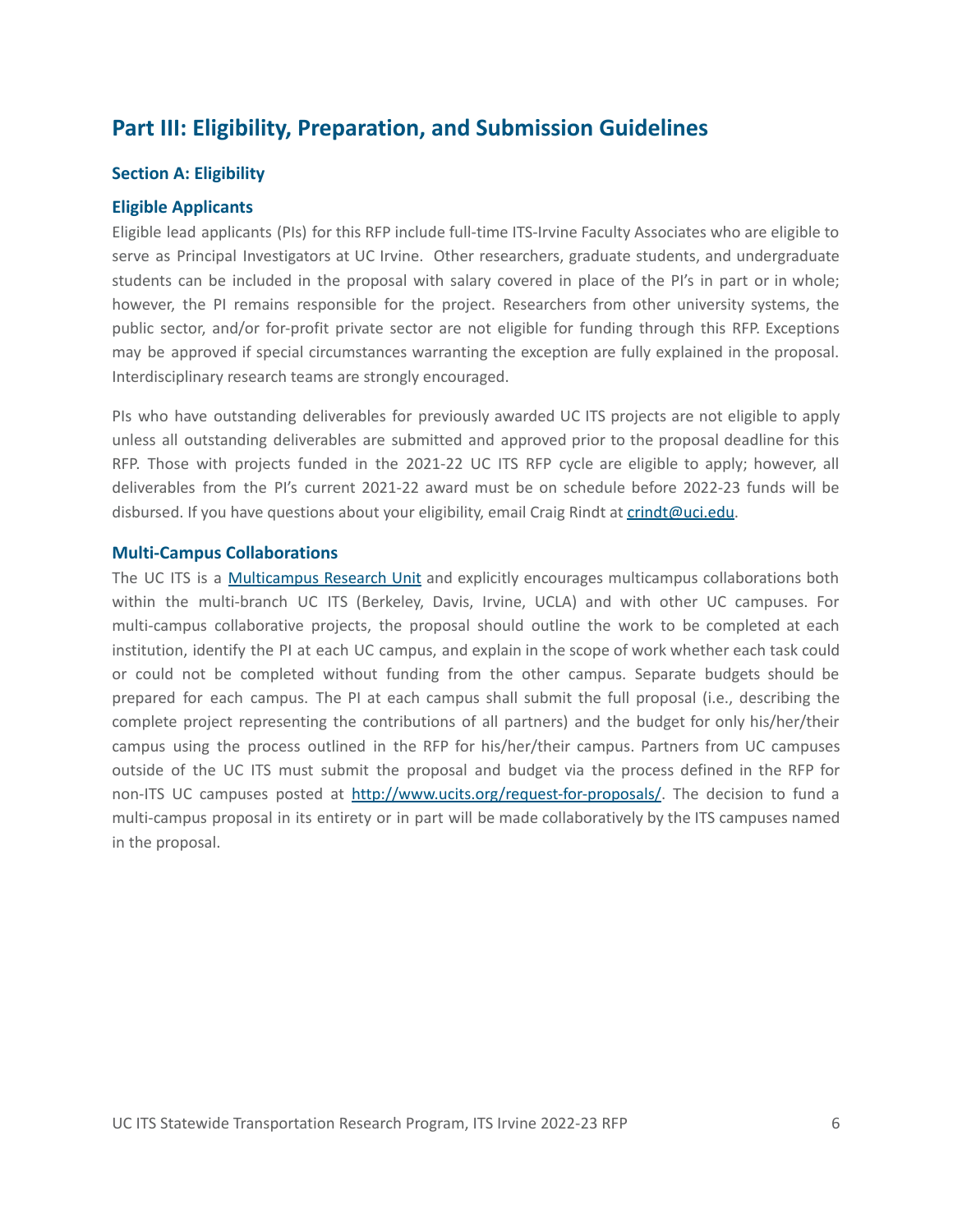# Part III: Eligibility, Preparation, and Submission Guidelines

## Section A: Eligibility

### Eligible Applicants

Eligible lead applicants (PIs) for this RFP include full-time ITS-Irvine Faculty Associates who are eligible to serve as Principal Investigators at UC Irvine. Other researchers, graduate students, and undergraduate students can be included in the proposal with salary covered in place of the PI's in part or in whole; however, the PI remains responsible for the project. Researchers from other university systems, the public sector, and/or for-profit private sector are not eligible for funding through this RFP. Exceptions may be approved if special circumstances warranting the exception are fully explained in the proposal. Interdisciplinary research teams are strongly encouraged.

PIs who have outstanding deliverables for previously awarded UC ITS projects are not eligible to apply unless all outstanding deliverables are submitted and approved prior to the proposal deadline for this RFP. Those with projects funded in the 2021-22 UC ITS RFP cycle are eligible to apply; however, all deliverables from the PI's current 2021-22 award must be on schedule before 2022-23 funds will be disbursed. If you have questions about your eligibility, email Craig Rindt at crindt@uci.edu.

### Multi-Campus Collaborations

The UC ITS is a Multicampus Research Unit and explicitly encourages multicampus collaborations both within the multi-branch UC ITS (Berkeley, Davis, Irvine, UCLA) and with other UC campuses. For multi-campus collaborative projects, the proposal should outline the work to be completed at each institution, identify the PI at each UC campus, and explain in the scope of work whether each task could or could not be completed without funding from the other campus. Separate budgets should be prepared for each campus. The PI at each campus shall submit the full proposal (i.e., describing the complete project representing the contributions of all partners) and the budget for only his/her/their campus using the process outlined in the RFP for his/her/their campus. Partners from UC campuses outside of the UC ITS must submit the proposal and budget via the process defined in the RFP for non-ITS UC campuses posted at http://www.ucits.org/request-for-proposals/. The decision to fund a multi-campus proposal in its entirety or in part will be made collaboratively by the ITS campuses named in the proposal.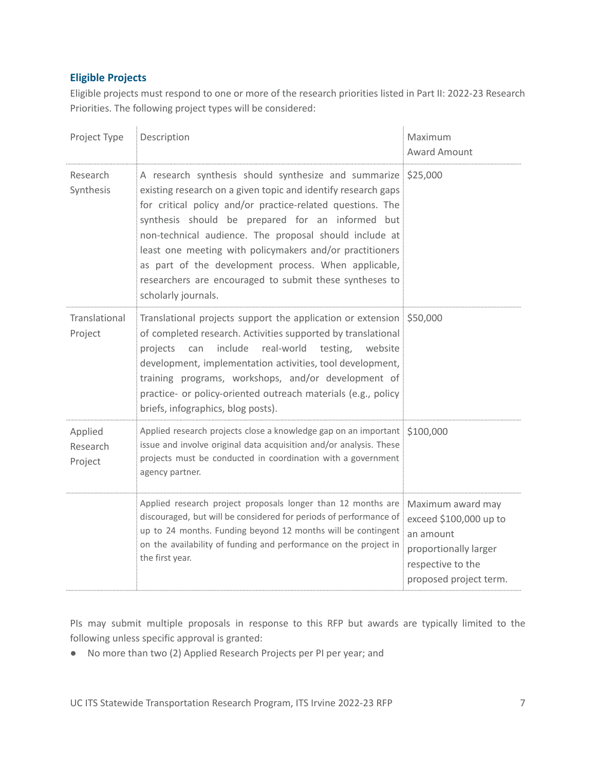### Eligible Projects

Eligible projects must respond to one or more of the research priorities listed in Part II: 2022-23 Research Priorities. The following project types will be considered:

| Project Type | Description | Maximum Award Amount |
|---|---|---|
| Research Synthesis | A research synthesis should synthesize and summarize existing research on a given topic and identify research gaps for critical policy and/or practice-related questions. The synthesis should be prepared for an informed but non-technical audience. The proposal should include at least one meeting with policymakers and/or practitioners as part of the development process. When applicable, researchers are encouraged to submit these syntheses to scholarly journals. | $25,000 |
| Translational Project | Translational projects support the application or extension of completed research. Activities supported by translational projects can include real-world testing, website development, implementation activities, tool development, training programs, workshops, and/or development of practice- or policy-oriented outreach materials (e.g., policy briefs, infographics, blog posts). | $50,000 |
| Applied Research Project | Applied research projects close a knowledge gap on an important issue and involve original data acquisition and/or analysis. These projects must be conducted in coordination with a government agency partner. | $100,000 |
| | Applied research project proposals longer than 12 months are discouraged, but will be considered for periods of performance of up to 24 months. Funding beyond 12 months will be contingent on the availability of funding and performance on the project in the first year. | Maximum award may exceed $100,000 up to an amount proportionally larger respective to the proposed project term. |

PIs may submit multiple proposals in response to this RFP but awards are typically limited to the following unless specific approval is granted:

- No more than two (2) Applied Research Projects per PI per year; and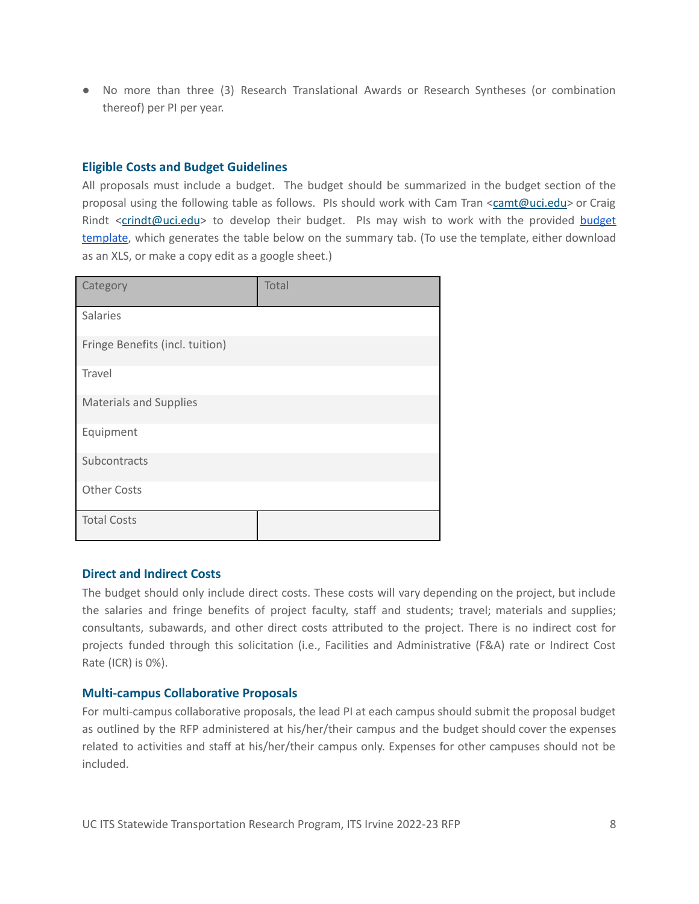- No more than three (3) Research Translational Awards or Research Syntheses (or combination thereof) per PI per year.

### Eligible Costs and Budget Guidelines

All proposals must include a budget. The budget should be summarized in the budget section of the proposal using the following table as follows. PIs should work with Cam Tran <camt@uci.edu> or Craig Rindt <crindt@uci.edu> to develop their budget. PIs may wish to work with the provided budget template, which generates the table below on the summary tab. (To use the template, either download as an XLS, or make a copy edit as a google sheet.)

| Category | Total |
| --- | --- |
| Salaries | |
| Fringe Benefits (incl. tuition) | |
| Travel | |
| Materials and Supplies | |
| Equipment | |
| Subcontracts | |
| Other Costs | |
| Total Costs | |

### Direct and Indirect Costs

The budget should only include direct costs. These costs will vary depending on the project, but include the salaries and fringe benefits of project faculty, staff and students; travel; materials and supplies; consultants, subawards, and other direct costs attributed to the project. There is no indirect cost for projects funded through this solicitation (i.e., Facilities and Administrative (F&A) rate or Indirect Cost Rate (ICR) is 0%).

### Multi-campus Collaborative Proposals

For multi-campus collaborative proposals, the lead PI at each campus should submit the proposal budget as outlined by the RFP administered at his/her/their campus and the budget should cover the expenses related to activities and staff at his/her/their campus only. Expenses for other campuses should not be included.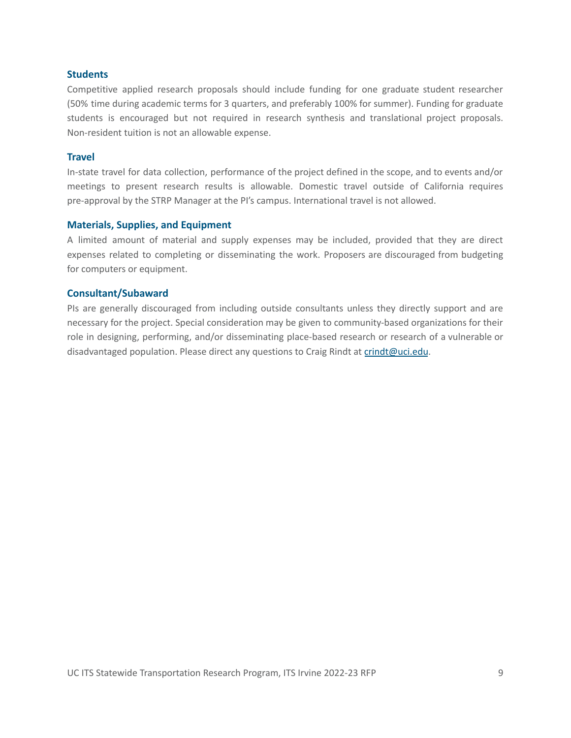### Students

Competitive applied research proposals should include funding for one graduate student researcher (50% time during academic terms for 3 quarters, and preferably 100% for summer). Funding for graduate students is encouraged but not required in research synthesis and translational project proposals. Non-resident tuition is not an allowable expense.

### Travel

In-state travel for data collection, performance of the project defined in the scope, and to events and/or meetings to present research results is allowable. Domestic travel outside of California requires pre-approval by the STRP Manager at the PI's campus. International travel is not allowed.

### Materials, Supplies, and Equipment

A limited amount of material and supply expenses may be included, provided that they are direct expenses related to completing or disseminating the work. Proposers are discouraged from budgeting for computers or equipment.

### Consultant/Subaward

PIs are generally discouraged from including outside consultants unless they directly support and are necessary for the project. Special consideration may be given to community-based organizations for their role in designing, performing, and/or disseminating place-based research or research of a vulnerable or disadvantaged population. Please direct any questions to Craig Rindt at crindt@uci.edu.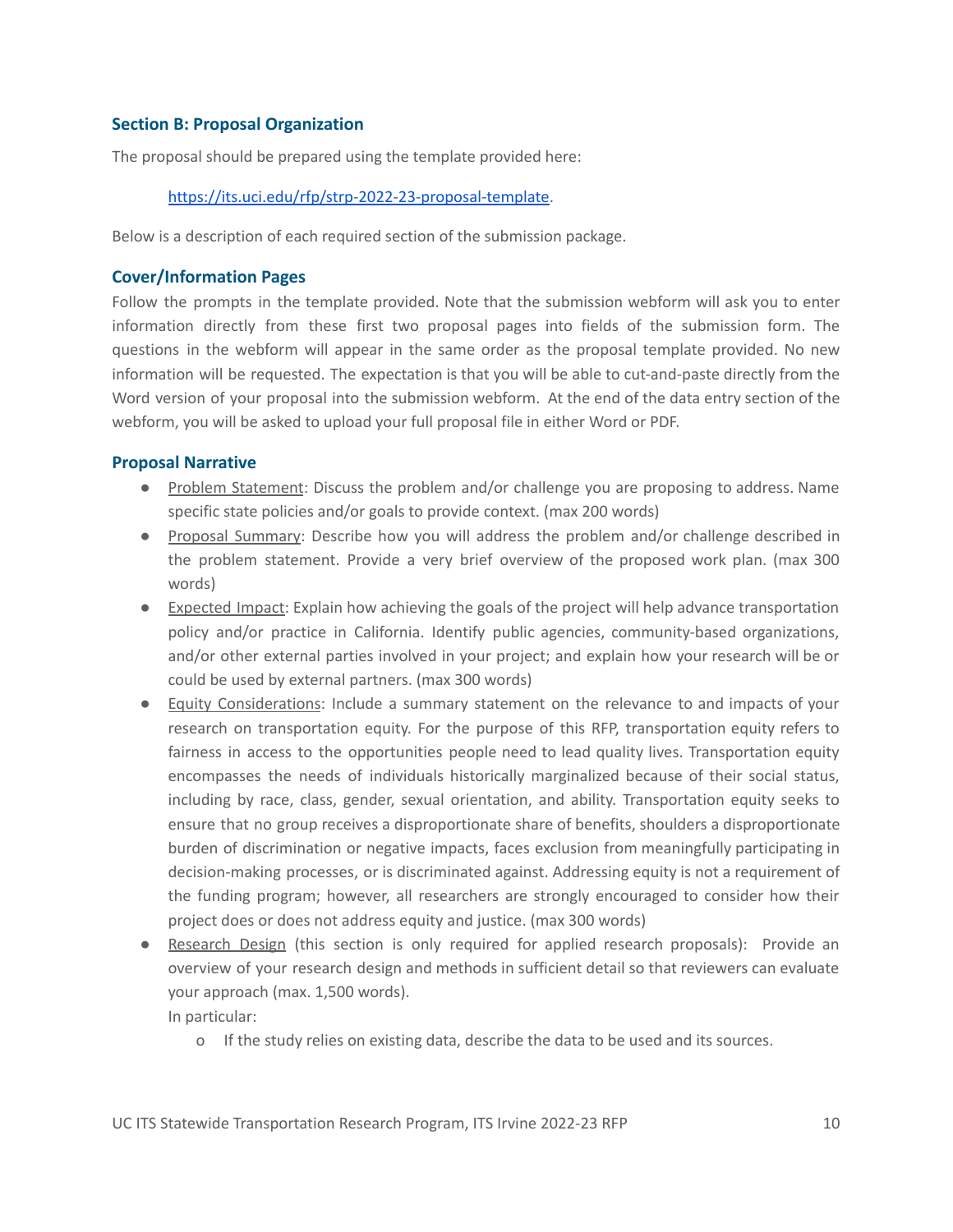### Section B: Proposal Organization

The proposal should be prepared using the template provided here:

> [https://its.uci.edu/rfp/strp-2022-23-proposal-template](https://its.uci.edu/rfp/strp-2022-23-proposal-template).

Below is a description of each required section of the submission package.

### Cover/Information Pages

Follow the prompts in the template provided. Note that the submission webform will ask you to enter information directly from these first two proposal pages into fields of the submission form. The questions in the webform will appear in the same order as the proposal template provided. No new information will be requested. The expectation is that you will be able to cut-and-paste directly from the Word version of your proposal into the submission webform. At the end of the data entry section of the webform, you will be asked to upload your full proposal file in either Word or PDF.

### Proposal Narrative

- Problem Statement: Discuss the problem and/or challenge you are proposing to address. Name specific state policies and/or goals to provide context. (max 200 words)
- Proposal Summary: Describe how you will address the problem and/or challenge described in the problem statement. Provide a very brief overview of the proposed work plan. (max 300 words)
- Expected Impact: Explain how achieving the goals of the project will help advance transportation policy and/or practice in California. Identify public agencies, community-based organizations, and/or other external parties involved in your project; and explain how your research will be or could be used by external partners. (max 300 words)
- Equity Considerations: Include a summary statement on the relevance to and impacts of your research on transportation equity. For the purpose of this RFP, transportation equity refers to fairness in access to the opportunities people need to lead quality lives. Transportation equity encompasses the needs of individuals historically marginalized because of their social status, including by race, class, gender, sexual orientation, and ability. Transportation equity seeks to ensure that no group receives a disproportionate share of benefits, shoulders a disproportionate burden of discrimination or negative impacts, faces exclusion from meaningfully participating in decision-making processes, or is discriminated against. Addressing equity is not a requirement of the funding program; however, all researchers are strongly encouraged to consider how their project does or does not address equity and justice. (max 300 words)
- Research Design (this section is only required for applied research proposals): Provide an overview of your research design and methods in sufficient detail so that reviewers can evaluate your approach (max. 1,500 words).

  In particular:
  - If the study relies on existing data, describe the data to be used and its sources.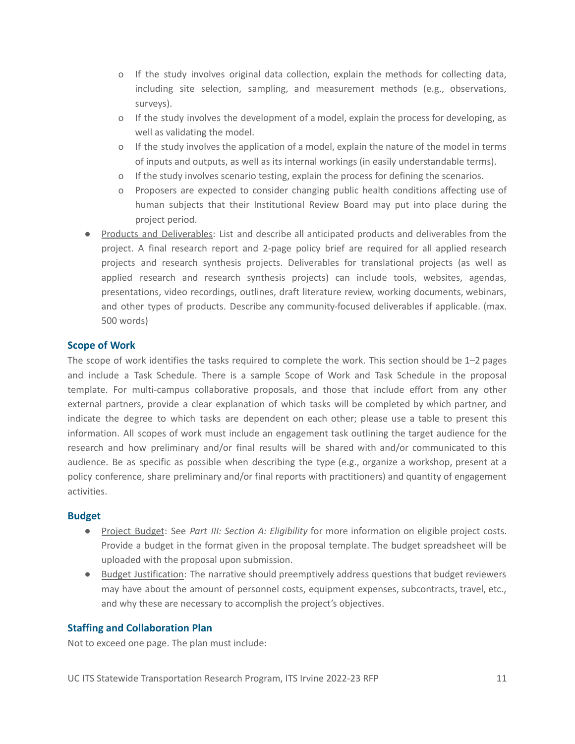- If the study involves original data collection, explain the methods for collecting data, including site selection, sampling, and measurement methods (e.g., observations, surveys).
  - If the study involves the development of a model, explain the process for developing, as well as validating the model.
  - If the study involves the application of a model, explain the nature of the model in terms of inputs and outputs, as well as its internal workings (in easily understandable terms).
  - If the study involves scenario testing, explain the process for defining the scenarios.
  - Proposers are expected to consider changing public health conditions affecting use of human subjects that their Institutional Review Board may put into place during the project period.
- Products and Deliverables: List and describe all anticipated products and deliverables from the project. A final research report and 2-page policy brief are required for all applied research projects and research synthesis projects. Deliverables for translational projects (as well as applied research and research synthesis projects) can include tools, websites, agendas, presentations, video recordings, outlines, draft literature review, working documents, webinars, and other types of products. Describe any community-focused deliverables if applicable. (max. 500 words)

### Scope of Work

The scope of work identifies the tasks required to complete the work. This section should be 1–2 pages and include a Task Schedule. There is a sample Scope of Work and Task Schedule in the proposal template. For multi-campus collaborative proposals, and those that include effort from any other external partners, provide a clear explanation of which tasks will be completed by which partner, and indicate the degree to which tasks are dependent on each other; please use a table to present this information. All scopes of work must include an engagement task outlining the target audience for the research and how preliminary and/or final results will be shared with and/or communicated to this audience. Be as specific as possible when describing the type (e.g., organize a workshop, present at a policy conference, share preliminary and/or final reports with practitioners) and quantity of engagement activities.

### Budget

- Project Budget: See *Part III: Section A: Eligibility* for more information on eligible project costs. Provide a budget in the format given in the proposal template. The budget spreadsheet will be uploaded with the proposal upon submission.
- Budget Justification: The narrative should preemptively address questions that budget reviewers may have about the amount of personnel costs, equipment expenses, subcontracts, travel, etc., and why these are necessary to accomplish the project's objectives.

### Staffing and Collaboration Plan

Not to exceed one page. The plan must include: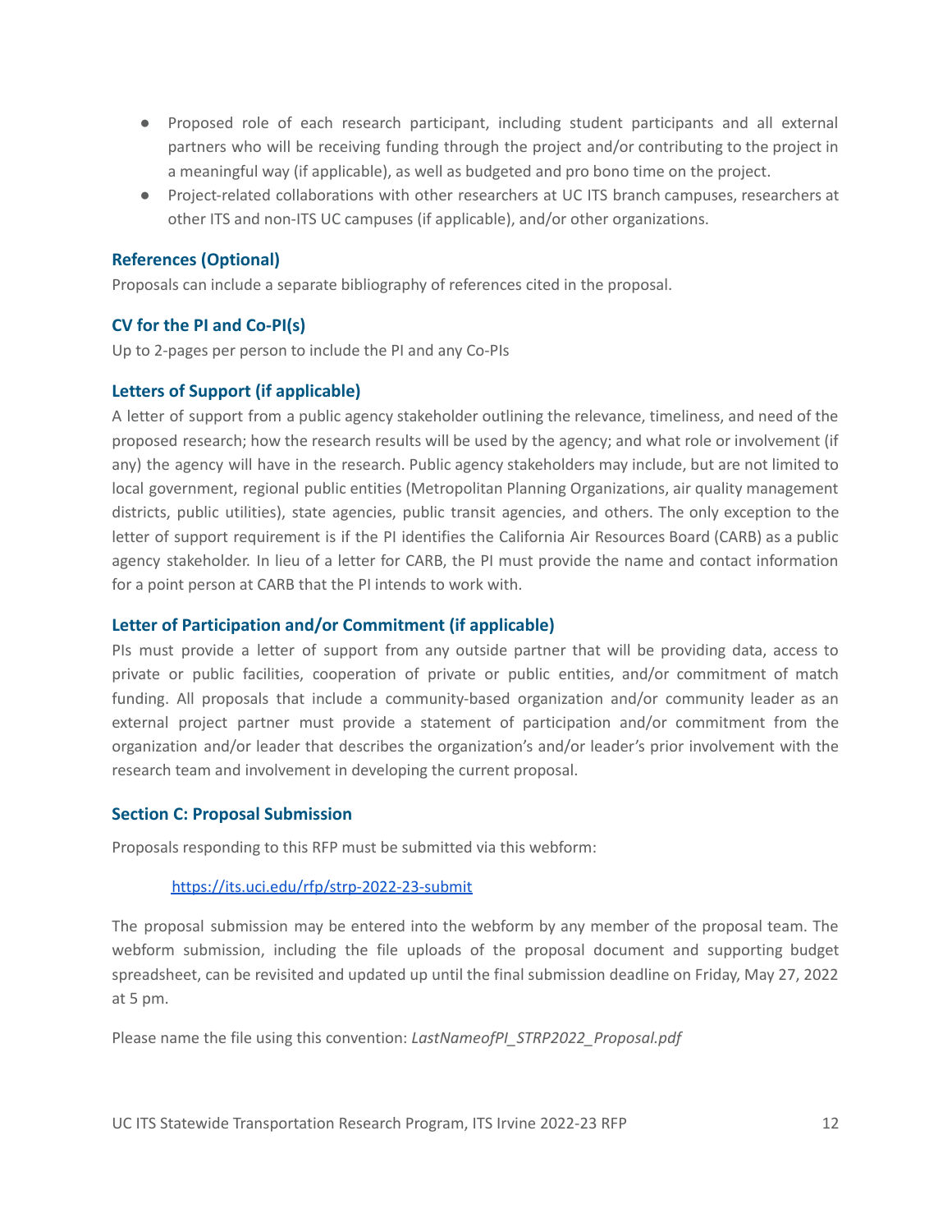- Proposed role of each research participant, including student participants and all external partners who will be receiving funding through the project and/or contributing to the project in a meaningful way (if applicable), as well as budgeted and pro bono time on the project.
- Project-related collaborations with other researchers at UC ITS branch campuses, researchers at other ITS and non-ITS UC campuses (if applicable), and/or other organizations.

### References (Optional)

Proposals can include a separate bibliography of references cited in the proposal.

### CV for the PI and Co-PI(s)

Up to 2-pages per person to include the PI and any Co-PIs

### Letters of Support (if applicable)

A letter of support from a public agency stakeholder outlining the relevance, timeliness, and need of the proposed research; how the research results will be used by the agency; and what role or involvement (if any) the agency will have in the research. Public agency stakeholders may include, but are not limited to local government, regional public entities (Metropolitan Planning Organizations, air quality management districts, public utilities), state agencies, public transit agencies, and others. The only exception to the letter of support requirement is if the PI identifies the California Air Resources Board (CARB) as a public agency stakeholder. In lieu of a letter for CARB, the PI must provide the name and contact information for a point person at CARB that the PI intends to work with.

### Letter of Participation and/or Commitment (if applicable)

PIs must provide a letter of support from any outside partner that will be providing data, access to private or public facilities, cooperation of private or public entities, and/or commitment of match funding. All proposals that include a community-based organization and/or community leader as an external project partner must provide a statement of participation and/or commitment from the organization and/or leader that describes the organization's and/or leader's prior involvement with the research team and involvement in developing the current proposal.

## Section C: Proposal Submission

Proposals responding to this RFP must be submitted via this webform:

[https://its.uci.edu/rfp/strp-2022-23-submit](https://its.uci.edu/rfp/strp-2022-23-submit)

The proposal submission may be entered into the webform by any member of the proposal team. The webform submission, including the file uploads of the proposal document and supporting budget spreadsheet, can be revisited and updated up until the final submission deadline on Friday, May 27, 2022 at 5 pm.

Please name the file using this convention: *LastNameofPI_STRP2022_Proposal.pdf*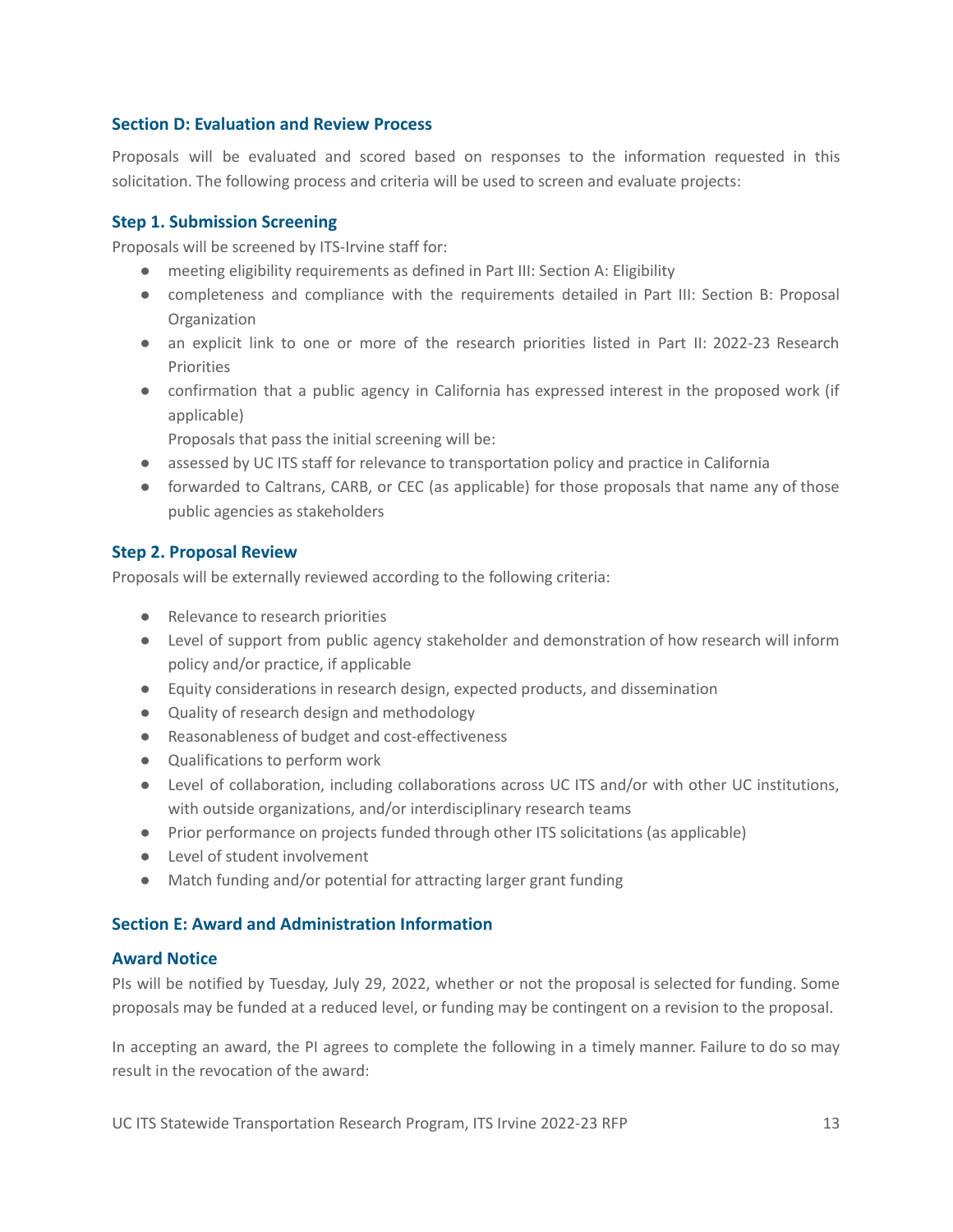### Section D: Evaluation and Review Process

Proposals will be evaluated and scored based on responses to the information requested in this solicitation. The following process and criteria will be used to screen and evaluate projects:

#### Step 1. Submission Screening

Proposals will be screened by ITS-Irvine staff for:

- meeting eligibility requirements as defined in Part III: Section A: Eligibility
- completeness and compliance with the requirements detailed in Part III: Section B: Proposal Organization
- an explicit link to one or more of the research priorities listed in Part II: 2022-23 Research Priorities
- confirmation that a public agency in California has expressed interest in the proposed work (if applicable)

  Proposals that pass the initial screening will be:

- assessed by UC ITS staff for relevance to transportation policy and practice in California
- forwarded to Caltrans, CARB, or CEC (as applicable) for those proposals that name any of those public agencies as stakeholders

#### Step 2. Proposal Review

Proposals will be externally reviewed according to the following criteria:

- Relevance to research priorities
- Level of support from public agency stakeholder and demonstration of how research will inform policy and/or practice, if applicable
- Equity considerations in research design, expected products, and dissemination
- Quality of research design and methodology
- Reasonableness of budget and cost-effectiveness
- Qualifications to perform work
- Level of collaboration, including collaborations across UC ITS and/or with other UC institutions, with outside organizations, and/or interdisciplinary research teams
- Prior performance on projects funded through other ITS solicitations (as applicable)
- Level of student involvement
- Match funding and/or potential for attracting larger grant funding

### Section E: Award and Administration Information

#### Award Notice

PIs will be notified by Tuesday, July 29, 2022, whether or not the proposal is selected for funding. Some proposals may be funded at a reduced level, or funding may be contingent on a revision to the proposal.

In accepting an award, the PI agrees to complete the following in a timely manner. Failure to do so may result in the revocation of the award: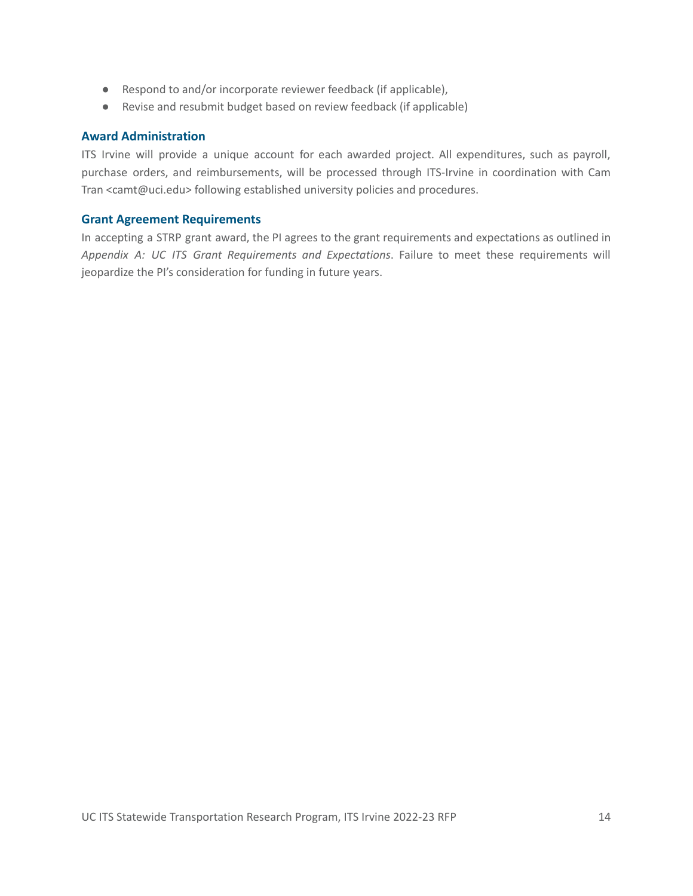- Respond to and/or incorporate reviewer feedback (if applicable),
- Revise and resubmit budget based on review feedback (if applicable)

### Award Administration

ITS Irvine will provide a unique account for each awarded project. All expenditures, such as payroll, purchase orders, and reimbursements, will be processed through ITS-Irvine in coordination with Cam Tran <camt@uci.edu> following established university policies and procedures.

### Grant Agreement Requirements

In accepting a STRP grant award, the PI agrees to the grant requirements and expectations as outlined in *Appendix A: UC ITS Grant Requirements and Expectations*. Failure to meet these requirements will jeopardize the PI's consideration for funding in future years.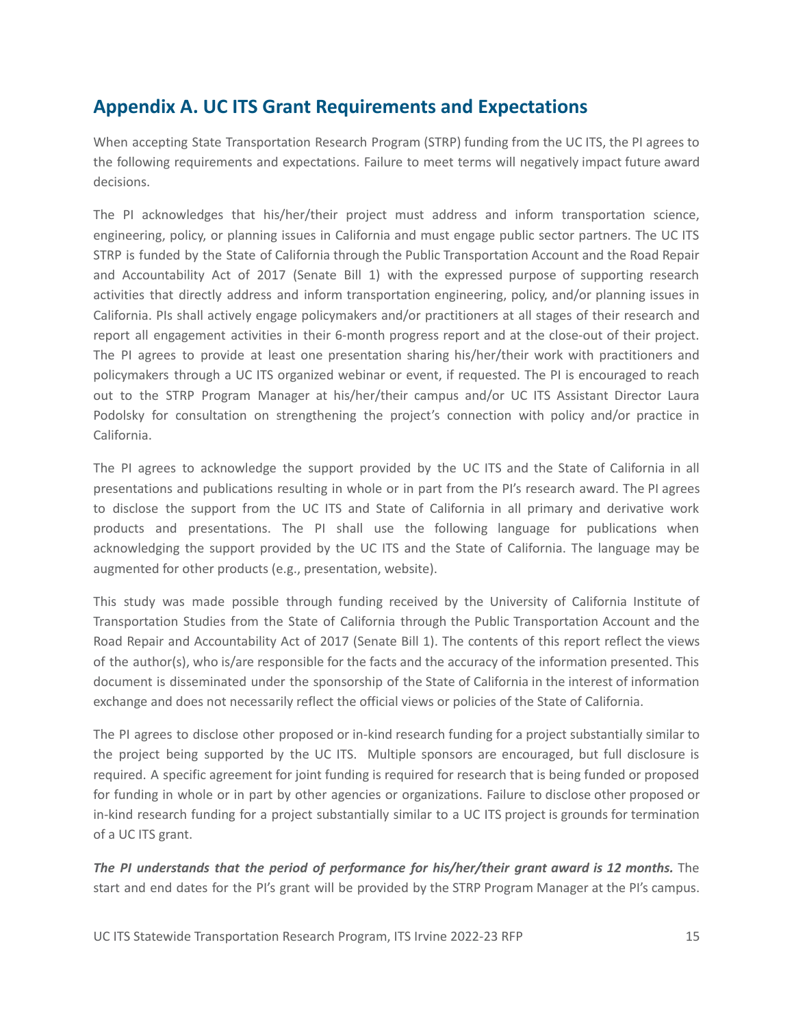## Appendix A. UC ITS Grant Requirements and Expectations

When accepting State Transportation Research Program (STRP) funding from the UC ITS, the PI agrees to the following requirements and expectations. Failure to meet terms will negatively impact future award decisions.

The PI acknowledges that his/her/their project must address and inform transportation science, engineering, policy, or planning issues in California and must engage public sector partners. The UC ITS STRP is funded by the State of California through the Public Transportation Account and the Road Repair and Accountability Act of 2017 (Senate Bill 1) with the expressed purpose of supporting research activities that directly address and inform transportation engineering, policy, and/or planning issues in California. PIs shall actively engage policymakers and/or practitioners at all stages of their research and report all engagement activities in their 6-month progress report and at the close-out of their project. The PI agrees to provide at least one presentation sharing his/her/their work with practitioners and policymakers through a UC ITS organized webinar or event, if requested. The PI is encouraged to reach out to the STRP Program Manager at his/her/their campus and/or UC ITS Assistant Director Laura Podolsky for consultation on strengthening the project's connection with policy and/or practice in California.

The PI agrees to acknowledge the support provided by the UC ITS and the State of California in all presentations and publications resulting in whole or in part from the PI's research award. The PI agrees to disclose the support from the UC ITS and State of California in all primary and derivative work products and presentations. The PI shall use the following language for publications when acknowledging the support provided by the UC ITS and the State of California. The language may be augmented for other products (e.g., presentation, website).

This study was made possible through funding received by the University of California Institute of Transportation Studies from the State of California through the Public Transportation Account and the Road Repair and Accountability Act of 2017 (Senate Bill 1). The contents of this report reflect the views of the author(s), who is/are responsible for the facts and the accuracy of the information presented. This document is disseminated under the sponsorship of the State of California in the interest of information exchange and does not necessarily reflect the official views or policies of the State of California.

The PI agrees to disclose other proposed or in-kind research funding for a project substantially similar to the project being supported by the UC ITS. Multiple sponsors are encouraged, but full disclosure is required. A specific agreement for joint funding is required for research that is being funded or proposed for funding in whole or in part by other agencies or organizations. Failure to disclose other proposed or in-kind research funding for a project substantially similar to a UC ITS project is grounds for termination of a UC ITS grant.

***The PI understands that the period of performance for his/her/their grant award is 12 months.*** The start and end dates for the PI's grant will be provided by the STRP Program Manager at the PI's campus.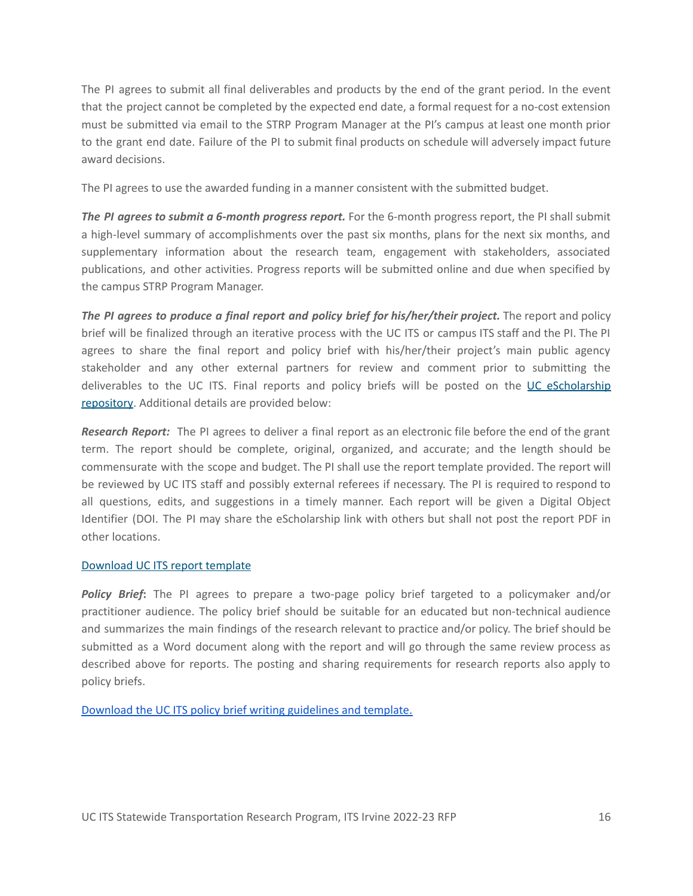The PI agrees to submit all final deliverables and products by the end of the grant period. In the event that the project cannot be completed by the expected end date, a formal request for a no-cost extension must be submitted via email to the STRP Program Manager at the PI's campus at least one month prior to the grant end date. Failure of the PI to submit final products on schedule will adversely impact future award decisions.

The PI agrees to use the awarded funding in a manner consistent with the submitted budget.

***The PI agrees to submit a 6-month progress report.*** For the 6-month progress report, the PI shall submit a high-level summary of accomplishments over the past six months, plans for the next six months, and supplementary information about the research team, engagement with stakeholders, associated publications, and other activities. Progress reports will be submitted online and due when specified by the campus STRP Program Manager.

***The PI agrees to produce a final report and policy brief for his/her/their project.*** The report and policy brief will be finalized through an iterative process with the UC ITS or campus ITS staff and the PI. The PI agrees to share the final report and policy brief with his/her/their project's main public agency stakeholder and any other external partners for review and comment prior to submitting the deliverables to the UC ITS. Final reports and policy briefs will be posted on the [UC eScholarship repository](). Additional details are provided below:

***Research Report:*** The PI agrees to deliver a final report as an electronic file before the end of the grant term. The report should be complete, original, organized, and accurate; and the length should be commensurate with the scope and budget. The PI shall use the report template provided. The report will be reviewed by UC ITS staff and possibly external referees if necessary. The PI is required to respond to all questions, edits, and suggestions in a timely manner. Each report will be given a Digital Object Identifier (DOI. The PI may share the eScholarship link with others but shall not post the report PDF in other locations.

[Download UC ITS report template]()

***Policy Brief*:** The PI agrees to prepare a two-page policy brief targeted to a policymaker and/or practitioner audience. The policy brief should be suitable for an educated but non-technical audience and summarizes the main findings of the research relevant to practice and/or policy. The brief should be submitted as a Word document along with the report and will go through the same review process as described above for reports. The posting and sharing requirements for research reports also apply to policy briefs.

[Download the UC ITS policy brief writing guidelines and template.]()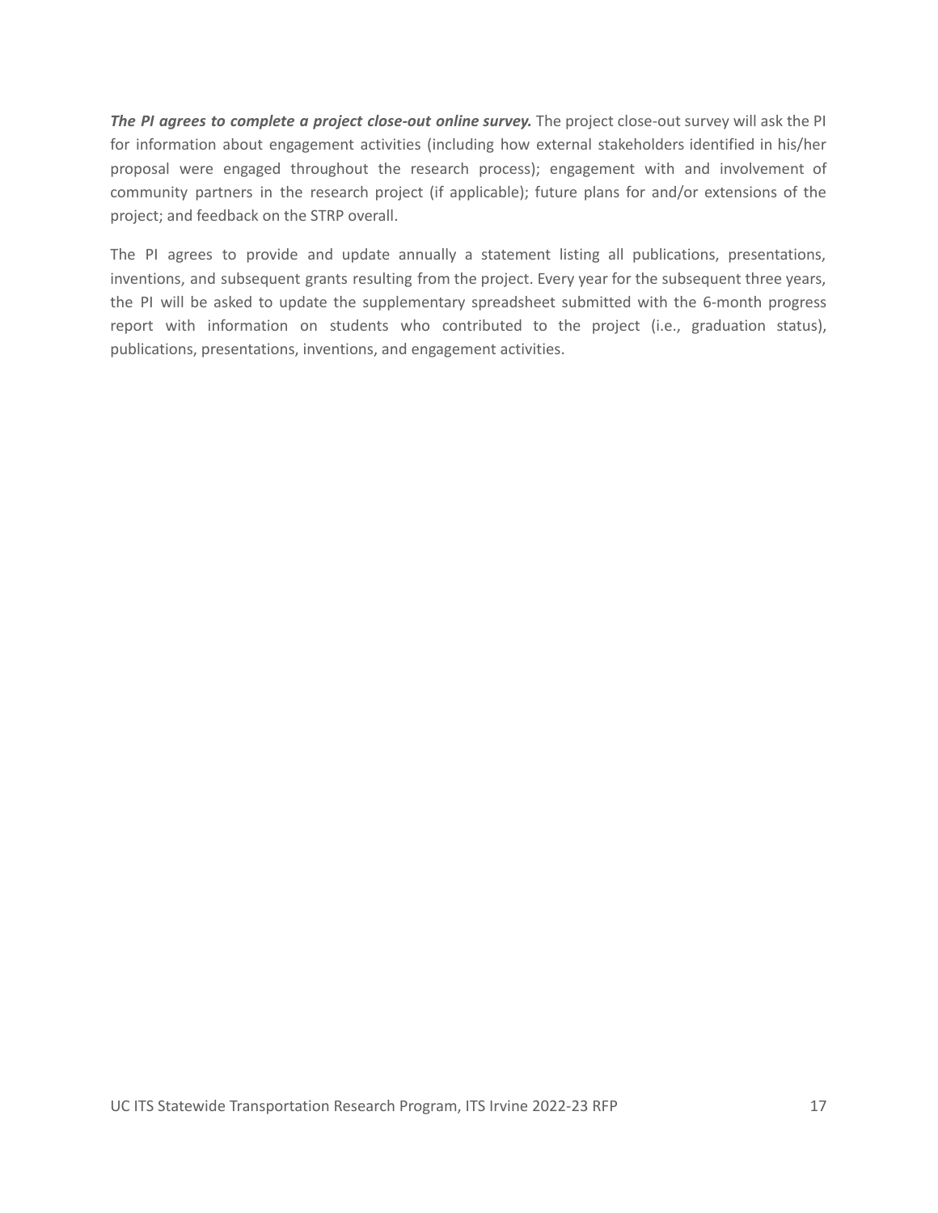***The PI agrees to complete a project close-out online survey.*** The project close-out survey will ask the PI for information about engagement activities (including how external stakeholders identified in his/her proposal were engaged throughout the research process); engagement with and involvement of community partners in the research project (if applicable); future plans for and/or extensions of the project; and feedback on the STRP overall.

The PI agrees to provide and update annually a statement listing all publications, presentations, inventions, and subsequent grants resulting from the project. Every year for the subsequent three years, the PI will be asked to update the supplementary spreadsheet submitted with the 6-month progress report with information on students who contributed to the project (i.e., graduation status), publications, presentations, inventions, and engagement activities.